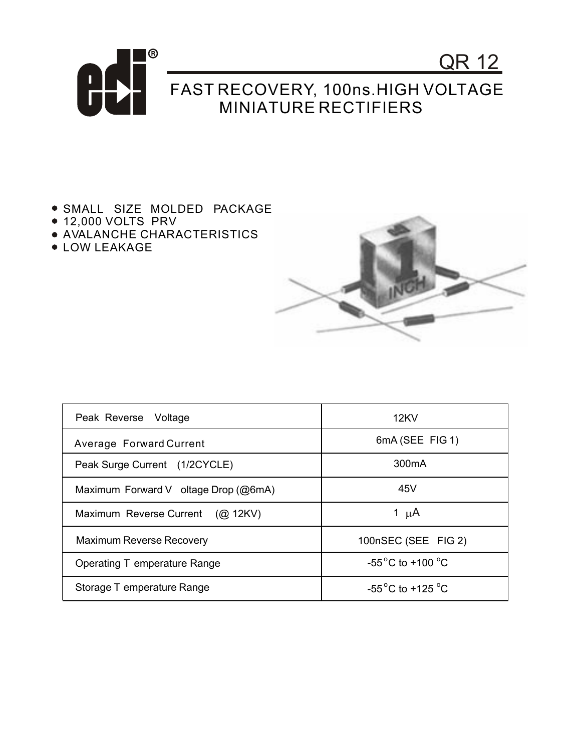# QR 12

## FAST RECOVERY, 100ns.HIGH VOLTAGE MINIATURE RECTIFIERS

- SMALL SIZE MOLDED PACKAGE
- 12,000 VOLTS PRV
- AVALANCHE CHARACTERISTICS
- LOW LEAKAGE

| Parameter | Value |
|---|---|
| Peak Reverse Voltage | 12KV |
| Average Forward Current | 6mA (SEE FIG 1) |
| Peak Surge Current (1/2CYCLE) | 300mA |
| Maximum Forward Voltage Drop (@6mA) | 45V |
| Maximum Reverse Current (@ 12KV) | 1 μA |
| Maximum Reverse Recovery | 100nSEC (SEE FIG 2) |
| Operating Temperature Range | -55°C to +100 °C |
| Storage Temperature Range | -55°C to +125 °C |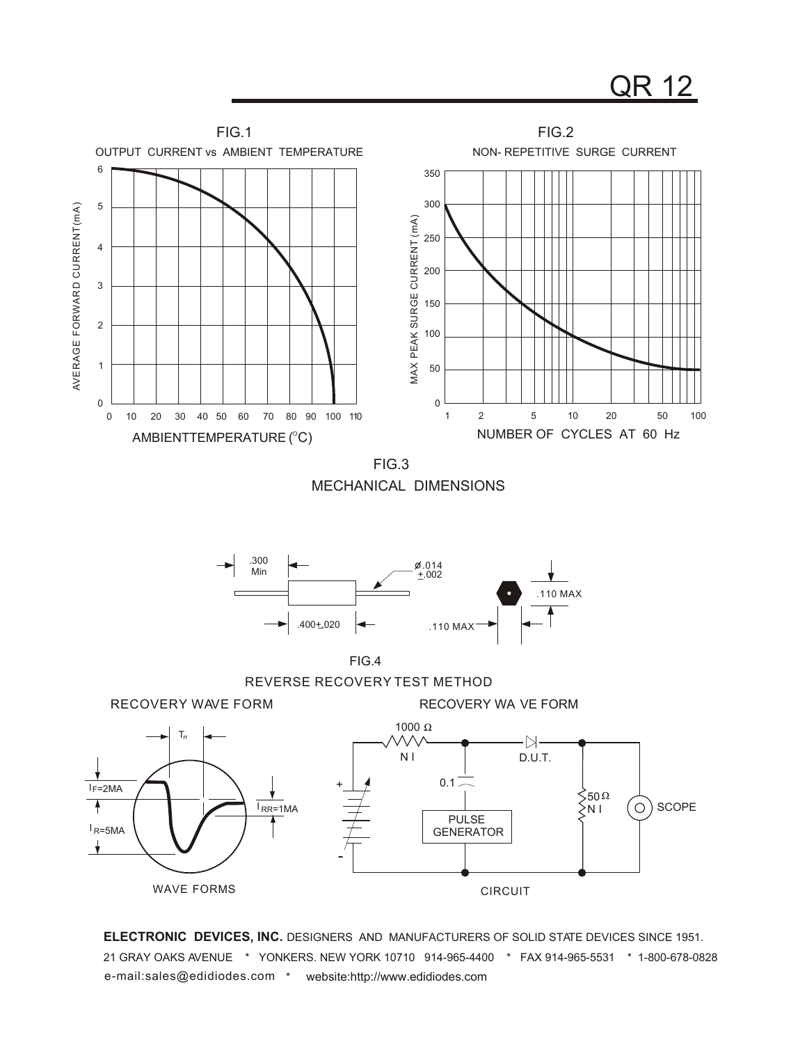# QR 12

FIG.1

OUTPUT CURRENT vs AMBIENT TEMPERATURE

AVERAGE FORWARD CURRENT(mA)

6
5
4
3
2
1
0

0 10 20 30 40 50 60 70 80 90 100 110

AMBIENTTEMPERATURE (°C)

FIG.2

NON- REPETITIVE SURGE CURRENT

MAX PEAK SURGE CURRENT (mA)

350
300
250
200
150
100
50
0

1 2 5 10 20 50 100

NUMBER OF CYCLES AT 60 Hz

FIG.3

MECHANICAL DIMENSIONS

.300 Min

Ø.014 ±.002

.110 MAX

.400±.020

.110 MAX

FIG.4

REVERSE RECOVERY TEST METHOD

RECOVERY WAVE FORM

$T_{rr}$

$I_F$=2MA

$I_R$=5MA

$I_{RR}$=1MA

WAVE FORMS

RECOVERY WA VE FORM

1000 Ω

N I

D.U.T.

+

0.1

PULSE GENERATOR

50 Ω N I

SCOPE

-

CIRCUIT

**ELECTRONIC DEVICES, INC.** DESIGNERS AND MANUFACTURERS OF SOLID STATE DEVICES SINCE 1951.

21 GRAY OAKS AVENUE * YONKERS. NEW YORK 10710 914-965-4400 * FAX 914-965-5531 * 1-800-678-0828

e-mail:sales@edidiodes.com * website:http://www.edidiodes.com